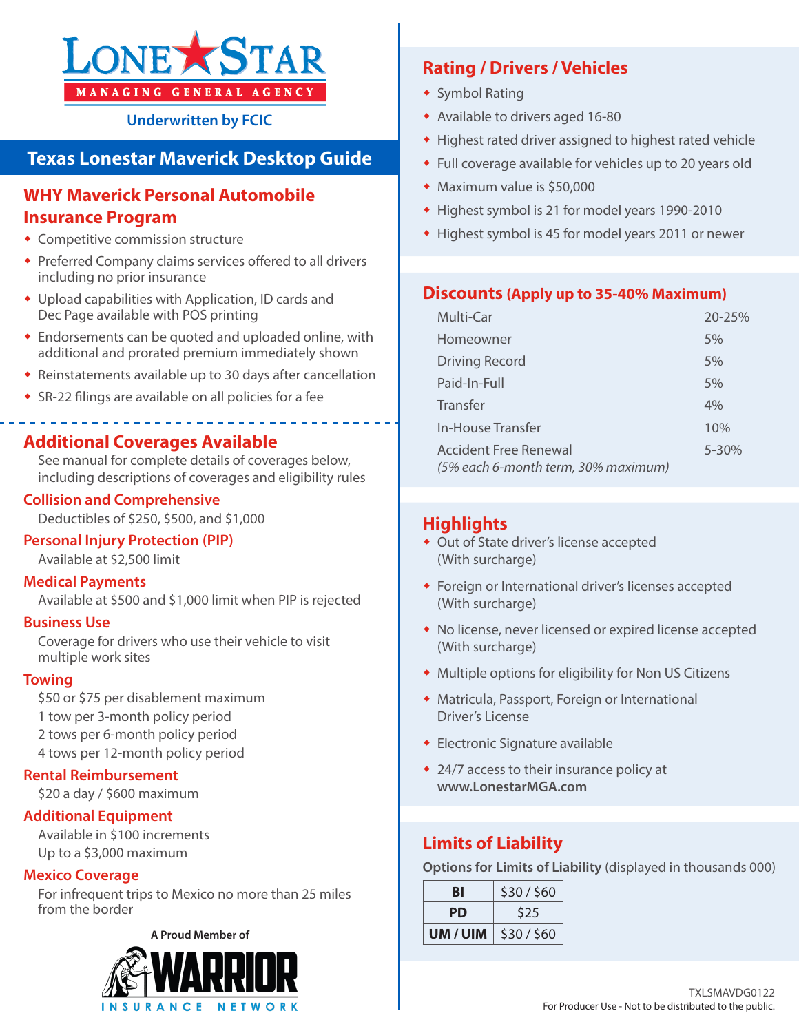# LONE STAR

MANAGING GENERAL AGENCY

Underwritten by FCIC

## Texas Lonestar Maverick Desktop Guide

## WHY Maverick Personal Automobile Insurance Program

- Competitive commission structure
- Preferred Company claims services offered to all drivers including no prior insurance
- Upload capabilities with Application, ID cards and Dec Page available with POS printing
- Endorsements can be quoted and uploaded online, with additional and prorated premium immediately shown
- Reinstatements available up to 30 days after cancellation
- SR-22 filings are available on all policies for a fee

## Additional Coverages Available

See manual for complete details of coverages below, including descriptions of coverages and eligibility rules

### Collision and Comprehensive

Deductibles of $250, $500, and $1,000

### Personal Injury Protection (PIP)

Available at $2,500 limit

### Medical Payments

Available at $500 and $1,000 limit when PIP is rejected

### Business Use

Coverage for drivers who use their vehicle to visit multiple work sites

### Towing

$50 or $75 per disablement maximum
1 tow per 3-month policy period
2 tows per 6-month policy period
4 tows per 12-month policy period

### Rental Reimbursement

$20 a day / $600 maximum

### Additional Equipment

Available in $100 increments
Up to a $3,000 maximum

### Mexico Coverage

For infrequent trips to Mexico no more than 25 miles from the border

A Proud Member of WARRIOR INSURANCE NETWORK

## Rating / Drivers / Vehicles

- Symbol Rating
- Available to drivers aged 16-80
- Highest rated driver assigned to highest rated vehicle
- Full coverage available for vehicles up to 20 years old
- Maximum value is $50,000
- Highest symbol is 21 for model years 1990-2010
- Highest symbol is 45 for model years 2011 or newer

## Discounts (Apply up to 35-40% Maximum)

| Discount | Amount |
|---|---|
| Multi-Car | 20-25% |
| Homeowner | 5% |
| Driving Record | 5% |
| Paid-In-Full | 5% |
| Transfer | 4% |
| In-House Transfer | 10% |
| Accident Free Renewal *(5% each 6-month term, 30% maximum)* | 5-30% |

## Highlights

- Out of State driver's license accepted (With surcharge)
- Foreign or International driver's licenses accepted (With surcharge)
- No license, never licensed or expired license accepted (With surcharge)
- Multiple options for eligibility for Non US Citizens
- Matricula, Passport, Foreign or International Driver's License
- Electronic Signature available
- 24/7 access to their insurance policy at **www.LonestarMGA.com**

## Limits of Liability

**Options for Limits of Liability** (displayed in thousands 000)

| **BI** | $30 / $60 |
|---|---|
| **PD** | $25 |
| **UM / UIM** | $30 / $60 |

TXLSMAVDG0122
For Producer Use - Not to be distributed to the public.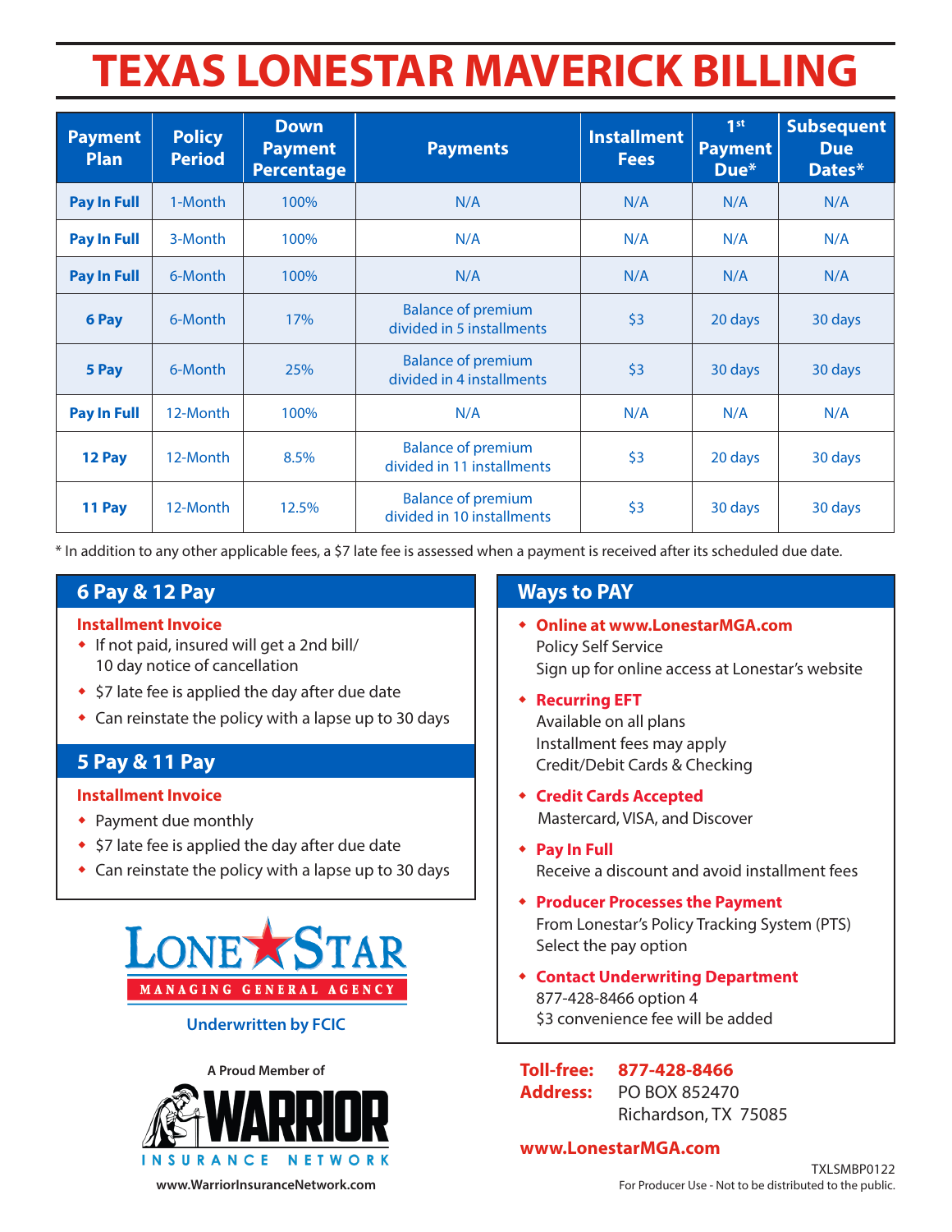# TEXAS LONESTAR MAVERICK BILLING

| Payment Plan | Policy Period | Down Payment Percentage | Payments | Installment Fees | 1st Payment Due* | Subsequent Due Dates* |
|---|---|---|---|---|---|---|
| **Pay In Full** | 1-Month | 100% | N/A | N/A | N/A | N/A |
| **Pay In Full** | 3-Month | 100% | N/A | N/A | N/A | N/A |
| **Pay In Full** | 6-Month | 100% | N/A | N/A | N/A | N/A |
| **6 Pay** | 6-Month | 17% | Balance of premium divided in 5 installments | $3 | 20 days | 30 days |
| **5 Pay** | 6-Month | 25% | Balance of premium divided in 4 installments | $3 | 30 days | 30 days |
| **Pay In Full** | 12-Month | 100% | N/A | N/A | N/A | N/A |
| **12 Pay** | 12-Month | 8.5% | Balance of premium divided in 11 installments | $3 | 20 days | 30 days |
| **11 Pay** | 12-Month | 12.5% | Balance of premium divided in 10 installments | $3 | 30 days | 30 days |

* In addition to any other applicable fees, a $7 late fee is assessed when a payment is received after its scheduled due date.

## 6 Pay & 12 Pay

**Installment Invoice**

- If not paid, insured will get a 2nd bill/ 10 day notice of cancellation
- $7 late fee is applied the day after due date
- Can reinstate the policy with a lapse up to 30 days

## 5 Pay & 11 Pay

**Installment Invoice**

- Payment due monthly
- $7 late fee is applied the day after due date
- Can reinstate the policy with a lapse up to 30 days

LONE STAR
MANAGING GENERAL AGENCY

Underwritten by FCIC

A Proud Member of
WARRIOR
INSURANCE NETWORK
www.WarriorInsuranceNetwork.com

## Ways to PAY

- **Online at www.LonestarMGA.com**
  Policy Self Service
  Sign up for online access at Lonestar's website
- **Recurring EFT**
  Available on all plans
  Installment fees may apply
  Credit/Debit Cards & Checking
- **Credit Cards Accepted**
  Mastercard, VISA, and Discover
- **Pay In Full**
  Receive a discount and avoid installment fees
- **Producer Processes the Payment**
  From Lonestar's Policy Tracking System (PTS)
  Select the pay option
- **Contact Underwriting Department**
  877-428-8466 option 4
  $3 convenience fee will be added

**Toll-free:** 877-428-8466
**Address:** PO BOX 852470
Richardson, TX 75085

**www.LonestarMGA.com**

TXLSMBP0122
For Producer Use - Not to be distributed to the public.